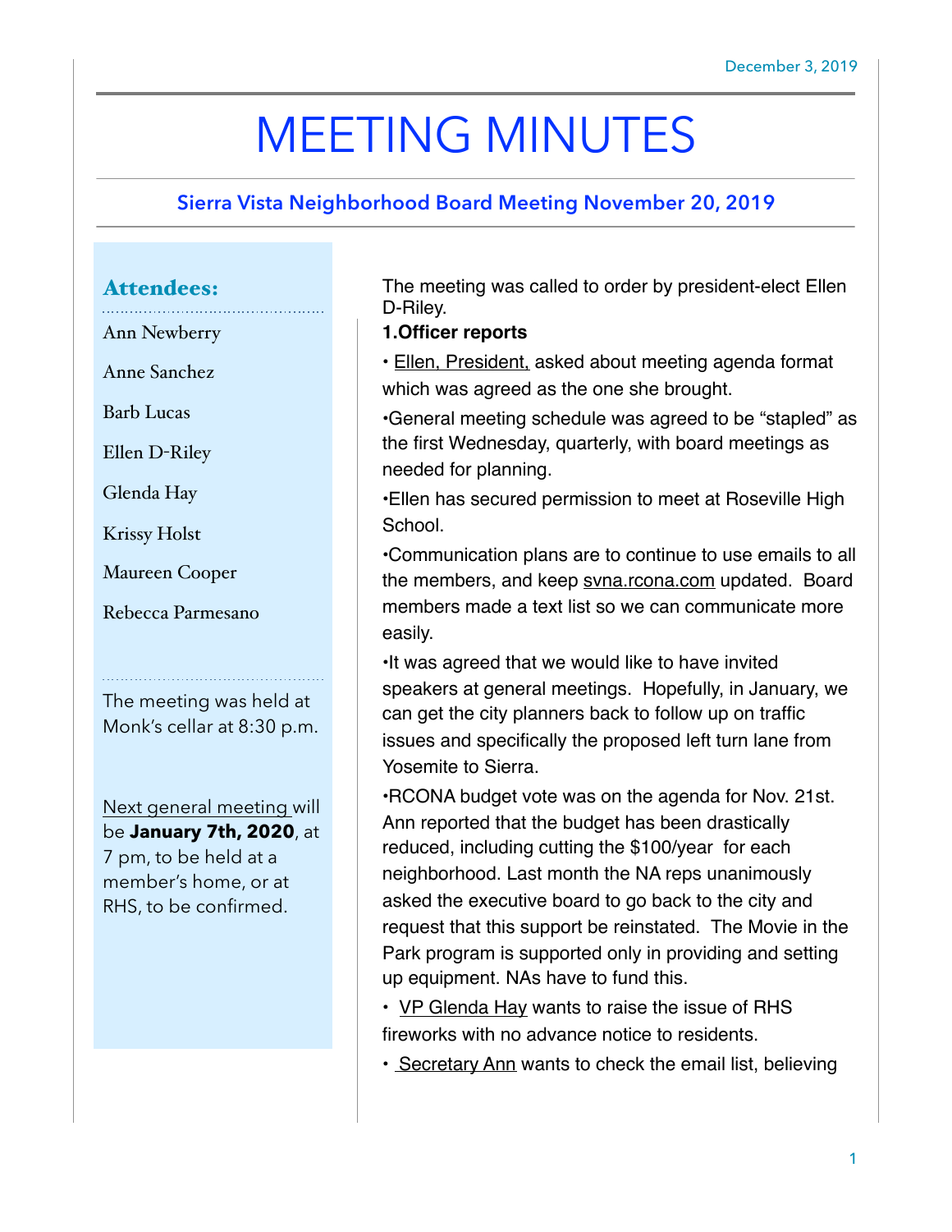December 3, 2019

# MEETING MINUTES

## Sierra Vista Neighborhood Board Meeting November 20, 2019

### Attendees:

Ann Newberry

Anne Sanchez

Barb Lucas

Ellen D-Riley

Glenda Hay

Krissy Holst

Maureen Cooper

Rebecca Parmesano

The meeting was held at Monk's cellar at 8:30 p.m.

Next general meeting will be **January 7th, 2020**, at 7 pm, to be held at a member's home, or at RHS, to be confirmed.

The meeting was called to order by president-elect Ellen D-Riley.

**1.Officer reports**

• Ellen, President, asked about meeting agenda format which was agreed as the one she brought.

•General meeting schedule was agreed to be "stapled" as the first Wednesday, quarterly, with board meetings as needed for planning.

•Ellen has secured permission to meet at Roseville High School.

•Communication plans are to continue to use emails to all the members, and keep svna.rcona.com updated. Board members made a text list so we can communicate more easily.

•It was agreed that we would like to have invited speakers at general meetings. Hopefully, in January, we can get the city planners back to follow up on traffic issues and specifically the proposed left turn lane from Yosemite to Sierra.

•RCONA budget vote was on the agenda for Nov. 21st. Ann reported that the budget has been drastically reduced, including cutting the $100/year for each neighborhood. Last month the NA reps unanimously asked the executive board to go back to the city and request that this support be reinstated. The Movie in the Park program is supported only in providing and setting up equipment. NAs have to fund this.

• VP Glenda Hay wants to raise the issue of RHS fireworks with no advance notice to residents.

• Secretary Ann wants to check the email list, believing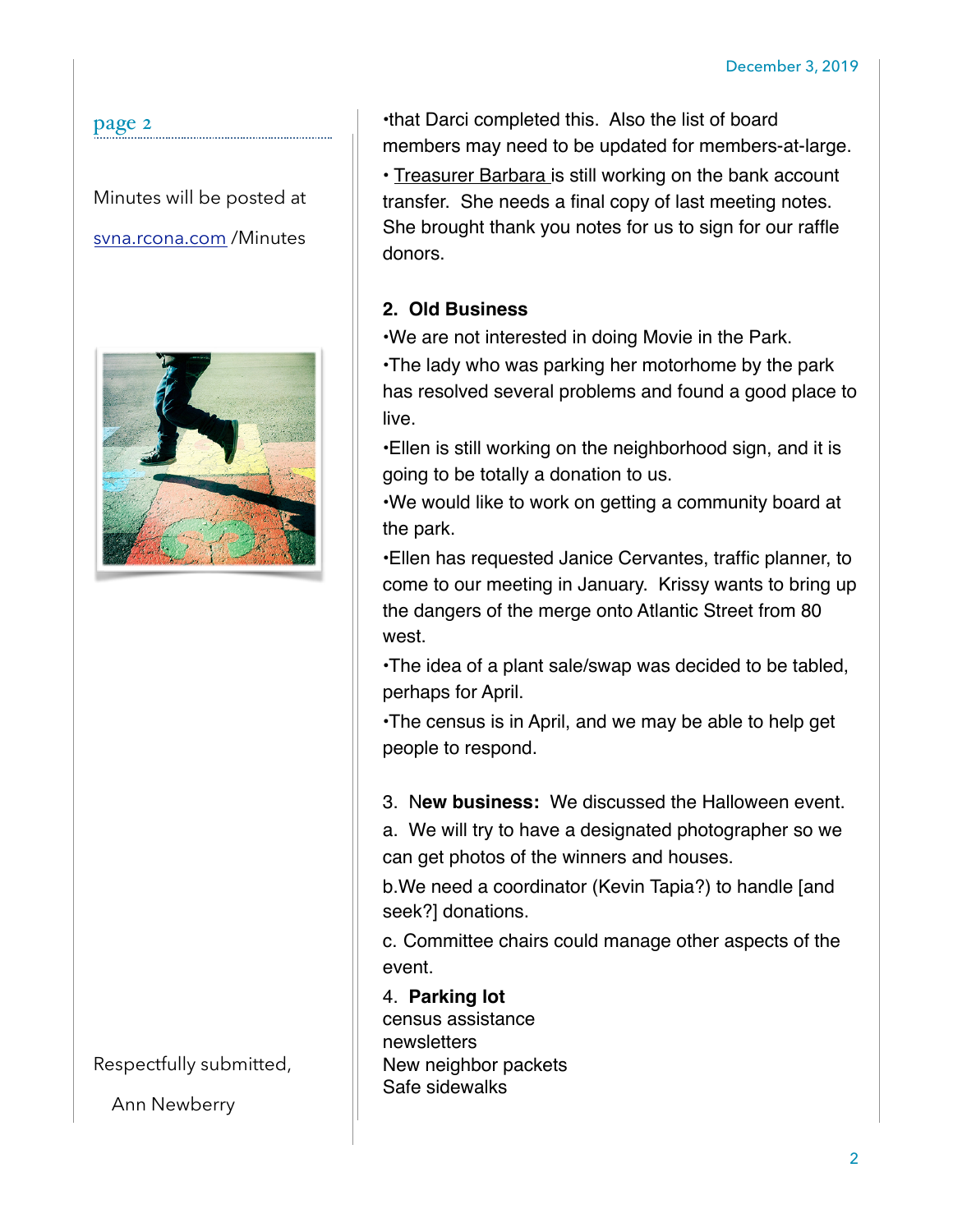page 2

Minutes will be posted at

svna.rcona.com /Minutes

•that Darci completed this. Also the list of board members may need to be updated for members-at-large.

• Treasurer Barbara is still working on the bank account transfer. She needs a final copy of last meeting notes. She brought thank you notes for us to sign for our raffle donors.

**2. Old Business**

•We are not interested in doing Movie in the Park.

•The lady who was parking her motorhome by the park has resolved several problems and found a good place to live.

•Ellen is still working on the neighborhood sign, and it is going to be totally a donation to us.

•We would like to work on getting a community board at the park.

•Ellen has requested Janice Cervantes, traffic planner, to come to our meeting in January. Krissy wants to bring up the dangers of the merge onto Atlantic Street from 80 west.

•The idea of a plant sale/swap was decided to be tabled, perhaps for April.

•The census is in April, and we may be able to help get people to respond.

3. N**ew business:** We discussed the Halloween event.

a. We will try to have a designated photographer so we can get photos of the winners and houses.

b.We need a coordinator (Kevin Tapia?) to handle [and seek?] donations.

c. Committee chairs could manage other aspects of the event.

4. **Parking lot**

census assistance
newsletters
New neighbor packets
Safe sidewalks

Respectfully submitted,

Ann Newberry